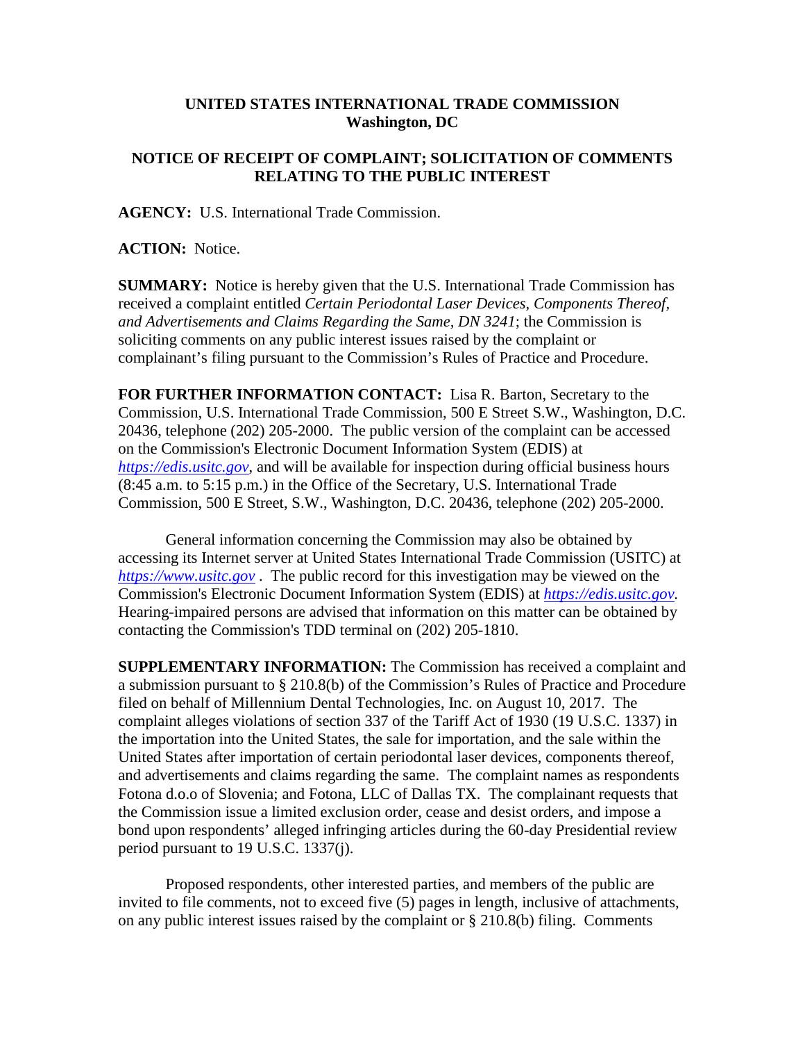**UNITED STATES INTERNATIONAL TRADE COMMISSION**
**Washington, DC**

**NOTICE OF RECEIPT OF COMPLAINT; SOLICITATION OF COMMENTS RELATING TO THE PUBLIC INTEREST**

**AGENCY:** U.S. International Trade Commission.

**ACTION:** Notice.

**SUMMARY:** Notice is hereby given that the U.S. International Trade Commission has received a complaint entitled *Certain Periodontal Laser Devices, Components Thereof, and Advertisements and Claims Regarding the Same, DN 3241*; the Commission is soliciting comments on any public interest issues raised by the complaint or complainant's filing pursuant to the Commission's Rules of Practice and Procedure.

**FOR FURTHER INFORMATION CONTACT:** Lisa R. Barton, Secretary to the Commission, U.S. International Trade Commission, 500 E Street S.W., Washington, D.C. 20436, telephone (202) 205-2000. The public version of the complaint can be accessed on the Commission's Electronic Document Information System (EDIS) at *https://edis.usitc.gov*, and will be available for inspection during official business hours (8:45 a.m. to 5:15 p.m.) in the Office of the Secretary, U.S. International Trade Commission, 500 E Street, S.W., Washington, D.C. 20436, telephone (202) 205-2000.

General information concerning the Commission may also be obtained by accessing its Internet server at United States International Trade Commission (USITC) at *https://www.usitc.gov* . The public record for this investigation may be viewed on the Commission's Electronic Document Information System (EDIS) at *https://edis.usitc.gov.* Hearing-impaired persons are advised that information on this matter can be obtained by contacting the Commission's TDD terminal on (202) 205-1810.

**SUPPLEMENTARY INFORMATION:** The Commission has received a complaint and a submission pursuant to § 210.8(b) of the Commission's Rules of Practice and Procedure filed on behalf of Millennium Dental Technologies, Inc. on August 10, 2017. The complaint alleges violations of section 337 of the Tariff Act of 1930 (19 U.S.C. 1337) in the importation into the United States, the sale for importation, and the sale within the United States after importation of certain periodontal laser devices, components thereof, and advertisements and claims regarding the same. The complaint names as respondents Fotona d.o.o of Slovenia; and Fotona, LLC of Dallas TX. The complainant requests that the Commission issue a limited exclusion order, cease and desist orders, and impose a bond upon respondents' alleged infringing articles during the 60-day Presidential review period pursuant to 19 U.S.C. 1337(j).

Proposed respondents, other interested parties, and members of the public are invited to file comments, not to exceed five (5) pages in length, inclusive of attachments, on any public interest issues raised by the complaint or § 210.8(b) filing. Comments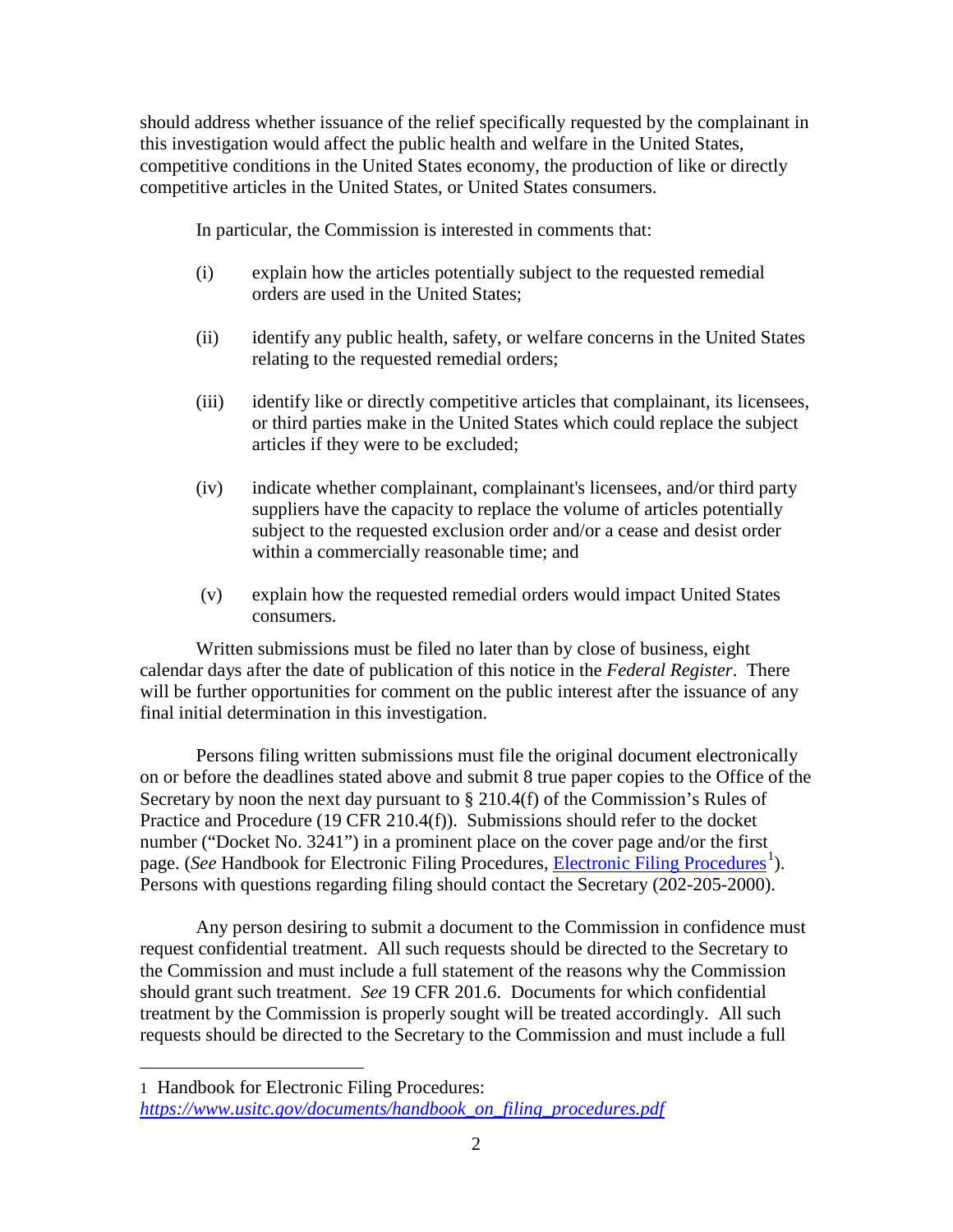should address whether issuance of the relief specifically requested by the complainant in this investigation would affect the public health and welfare in the United States, competitive conditions in the United States economy, the production of like or directly competitive articles in the United States, or United States consumers.

In particular, the Commission is interested in comments that:

(i) explain how the articles potentially subject to the requested remedial orders are used in the United States;

(ii) identify any public health, safety, or welfare concerns in the United States relating to the requested remedial orders;

(iii) identify like or directly competitive articles that complainant, its licensees, or third parties make in the United States which could replace the subject articles if they were to be excluded;

(iv) indicate whether complainant, complainant's licensees, and/or third party suppliers have the capacity to replace the volume of articles potentially subject to the requested exclusion order and/or a cease and desist order within a commercially reasonable time; and

(v) explain how the requested remedial orders would impact United States consumers.

Written submissions must be filed no later than by close of business, eight calendar days after the date of publication of this notice in the *Federal Register*. There will be further opportunities for comment on the public interest after the issuance of any final initial determination in this investigation.

Persons filing written submissions must file the original document electronically on or before the deadlines stated above and submit 8 true paper copies to the Office of the Secretary by noon the next day pursuant to § 210.4(f) of the Commission's Rules of Practice and Procedure (19 CFR 210.4(f)). Submissions should refer to the docket number ("Docket No. 3241") in a prominent place on the cover page and/or the first page. (*See* Handbook for Electronic Filing Procedures, Electronic Filing Procedures[1]). Persons with questions regarding filing should contact the Secretary (202-205-2000).

Any person desiring to submit a document to the Commission in confidence must request confidential treatment. All such requests should be directed to the Secretary to the Commission and must include a full statement of the reasons why the Commission should grant such treatment. *See* 19 CFR 201.6. Documents for which confidential treatment by the Commission is properly sought will be treated accordingly. All such requests should be directed to the Secretary to the Commission and must include a full

---

1 Handbook for Electronic Filing Procedures: *https://www.usitc.gov/documents/handbook_on_filing_procedures.pdf*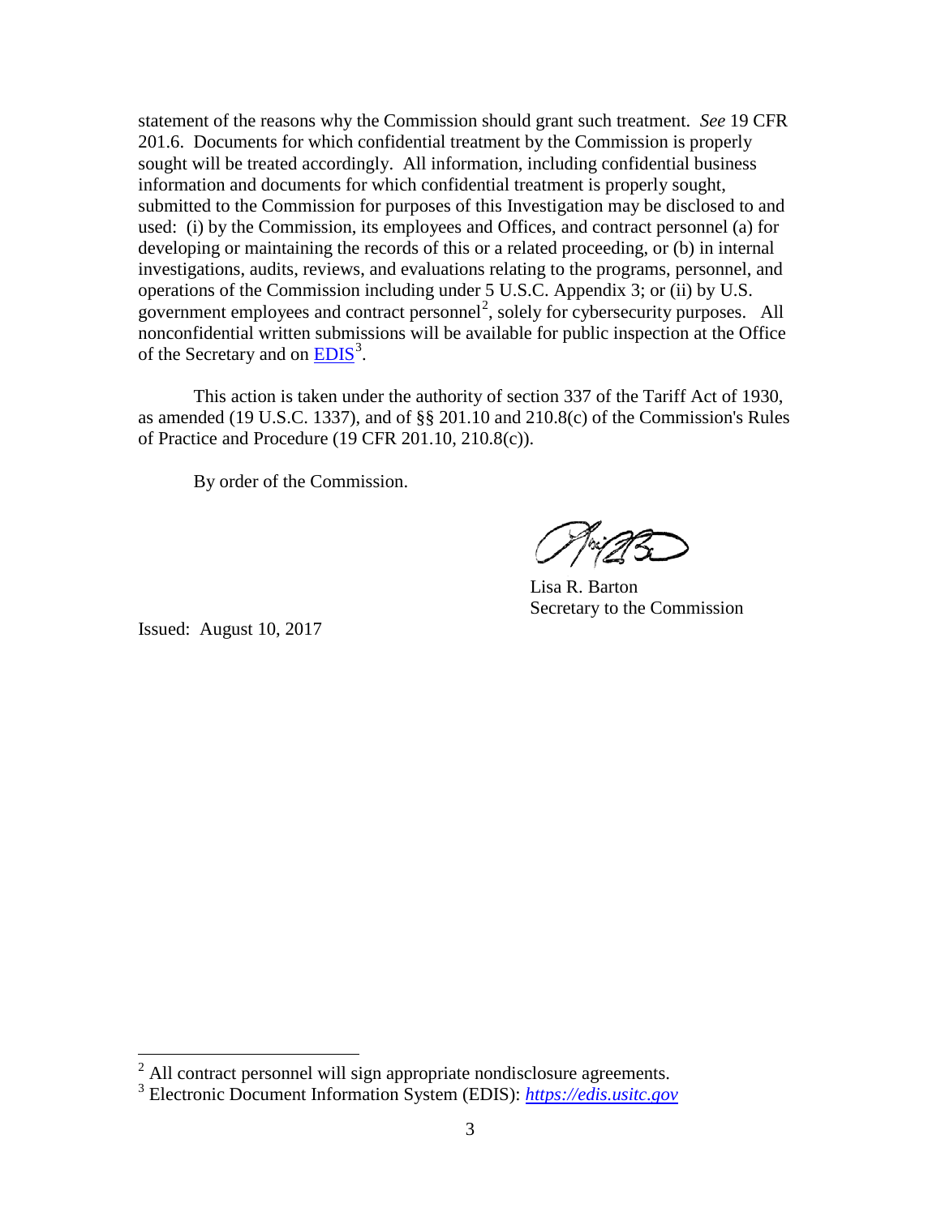statement of the reasons why the Commission should grant such treatment. *See* 19 CFR 201.6. Documents for which confidential treatment by the Commission is properly sought will be treated accordingly. All information, including confidential business information and documents for which confidential treatment is properly sought, submitted to the Commission for purposes of this Investigation may be disclosed to and used: (i) by the Commission, its employees and Offices, and contract personnel (a) for developing or maintaining the records of this or a related proceeding, or (b) in internal investigations, audits, reviews, and evaluations relating to the programs, personnel, and operations of the Commission including under 5 U.S.C. Appendix 3; or (ii) by U.S. government employees and contract personnel[2], solely for cybersecurity purposes. All nonconfidential written submissions will be available for public inspection at the Office of the Secretary and on EDIS[3].

This action is taken under the authority of section 337 of the Tariff Act of 1930, as amended (19 U.S.C. 1337), and of §§ 201.10 and 210.8(c) of the Commission's Rules of Practice and Procedure (19 CFR 201.10, 210.8(c)).

By order of the Commission.

Lisa R. Barton
Secretary to the Commission

Issued: August 10, 2017

[2] All contract personnel will sign appropriate nondisclosure agreements.
[3] Electronic Document Information System (EDIS): *https://edis.usitc.gov*